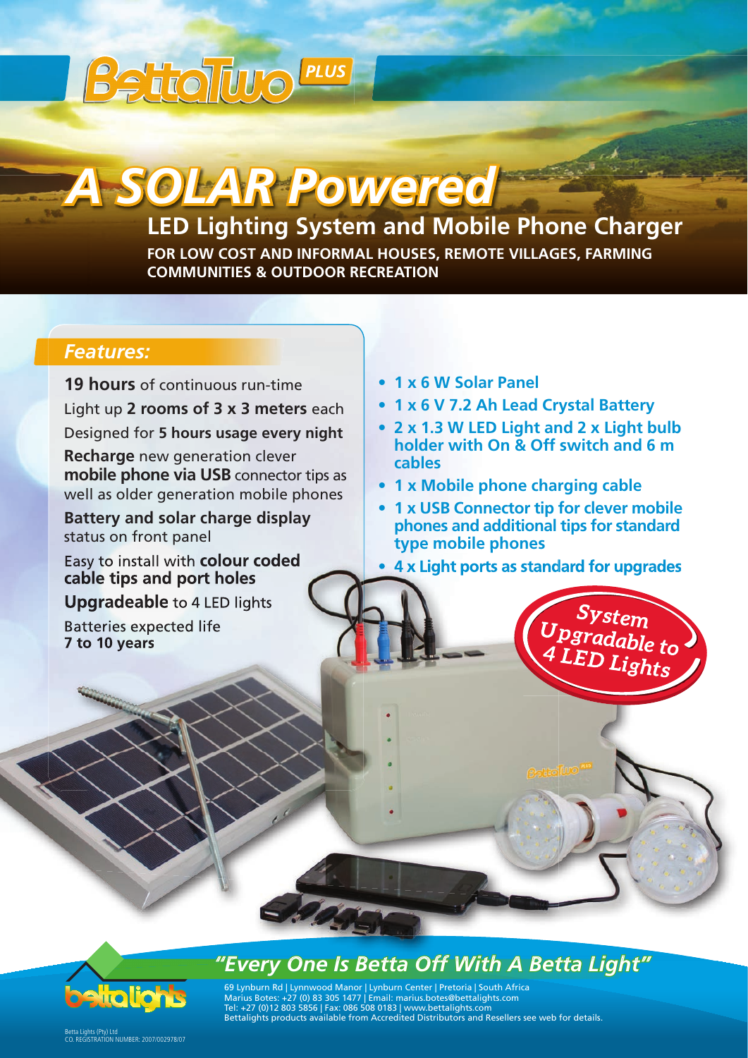# BettaTwo PLUS

# A SOLAR Powered

## LED Lighting System and Mobile Phone Charger

**FOR LOW COST AND INFORMAL HOUSES, REMOTE VILLAGES, FARMING COMMUNITIES & OUTDOOR RECREATION**

### *Features:*

**19 hours** of continuous run-time

Light up **2 rooms of 3 x 3 meters** each

Designed for **5 hours usage every night**

**Recharge** new generation clever **mobile phone via USB** connector tips as well as older generation mobile phones

**Battery and solar charge display** status on front panel

Easy to install with **colour coded cable tips and port holes**

**Upgradeable** to 4 LED lights

Batteries expected life **7 to 10 years**

- **1 x 6 W Solar Panel**
- **1 x 6 V 7.2 Ah Lead Crystal Battery**
- **2 x 1.3 W LED Light and 2 x Light bulb holder with On & Off switch and 6 m cables**
- **1 x Mobile phone charging cable**
- **1 x USB Connector tip for clever mobile phones and additional tips for standard type mobile phones**
- **4 x Light ports as standard for upgrades**

**System Upgradable to 4 LED Lights**

***"Every One Is Betta Off With A Betta Light"***

bettalights

69 Lynburn Rd | Lynnwood Manor | Lynburn Center | Pretoria | South Africa
Marius Botes: +27 (0) 83 305 1477 | Email: marius.botes@bettalights.com
Tel: +27 (0)12 803 5856 | Fax: 086 508 0183 | www.bettalights.com
Bettalights products available from Accredited Distributors and Resellers see web for details.

Betta Lights (Pty) Ltd
CO. REGISTRATION NUMBER: 2007/002978/07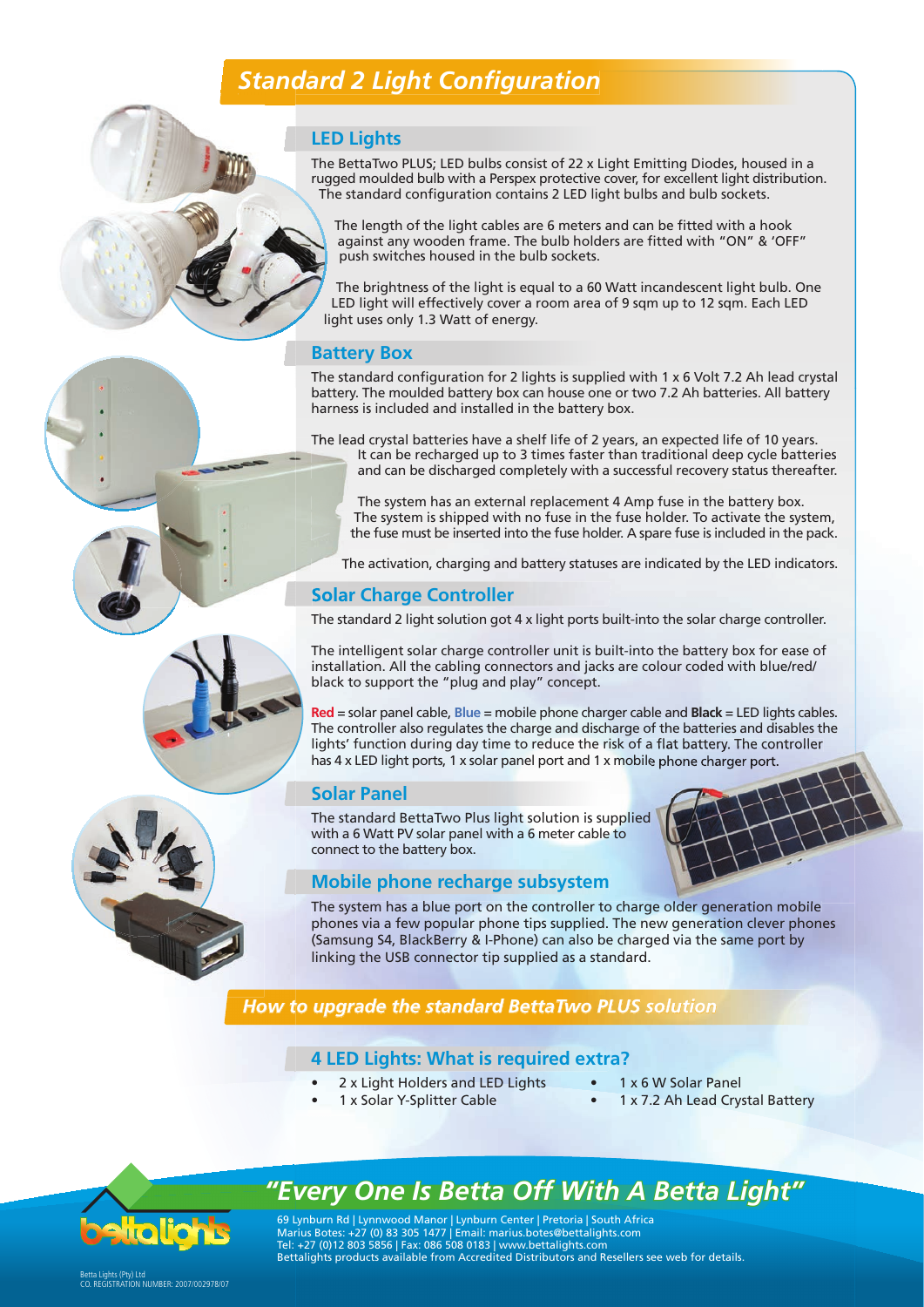# Standard 2 Light Configuration

## LED Lights

The BettaTwo PLUS; LED bulbs consist of 22 x Light Emitting Diodes, housed in a rugged moulded bulb with a Perspex protective cover, for excellent light distribution. The standard configuration contains 2 LED light bulbs and bulb sockets.

The length of the light cables are 6 meters and can be fitted with a hook against any wooden frame. The bulb holders are fitted with "ON" & 'OFF" push switches housed in the bulb sockets.

The brightness of the light is equal to a 60 Watt incandescent light bulb. One LED light will effectively cover a room area of 9 sqm up to 12 sqm. Each LED light uses only 1.3 Watt of energy.

## Battery Box

The standard configuration for 2 lights is supplied with 1 x 6 Volt 7.2 Ah lead crystal battery. The moulded battery box can house one or two 7.2 Ah batteries. All battery harness is included and installed in the battery box.

The lead crystal batteries have a shelf life of 2 years, an expected life of 10 years. It can be recharged up to 3 times faster than traditional deep cycle batteries and can be discharged completely with a successful recovery status thereafter.

The system has an external replacement 4 Amp fuse in the battery box. The system is shipped with no fuse in the fuse holder. To activate the system, the fuse must be inserted into the fuse holder. A spare fuse is included in the pack.

The activation, charging and battery statuses are indicated by the LED indicators.

## Solar Charge Controller

The standard 2 light solution got 4 x light ports built-into the solar charge controller.

The intelligent solar charge controller unit is built-into the battery box for ease of installation. All the cabling connectors and jacks are colour coded with blue/red/black to support the "plug and play" concept.

**Red** = solar panel cable, **Blue** = mobile phone charger cable and **Black** = LED lights cables. The controller also regulates the charge and discharge of the batteries and disables the lights' function during day time to reduce the risk of a flat battery. The controller has 4 x LED light ports, 1 x solar panel port and 1 x mobile phone charger port.

## Solar Panel

The standard BettaTwo Plus light solution is supplied with a 6 Watt PV solar panel with a 6 meter cable to connect to the battery box.

## Mobile phone recharge subsystem

The system has a blue port on the controller to charge older generation mobile phones via a few popular phone tips supplied. The new generation clever phones (Samsung S4, BlackBerry & I-Phone) can also be charged via the same port by linking the USB connector tip supplied as a standard.

# How to upgrade the standard BettaTwo PLUS solution

## 4 LED Lights: What is required extra?

- 2 x Light Holders and LED Lights
- 1 x Solar Y-Splitter Cable
- 1 x 6 W Solar Panel
- 1 x 7.2 Ah Lead Crystal Battery

## *"Every One Is Betta Off With A Betta Light"*

bettalights

69 Lynburn Rd | Lynnwood Manor | Lynburn Center | Pretoria | South Africa
Marius Botes: +27 (0) 83 305 1477 | Email: marius.botes@bettalights.com
Tel: +27 (0)12 803 5856 | Fax: 086 508 0183 | www.bettalights.com
Bettalights products available from Accredited Distributors and Resellers see web for details.

Betta Lights (Pty) Ltd
CO. REGISTRATION NUMBER: 2007/002978/07